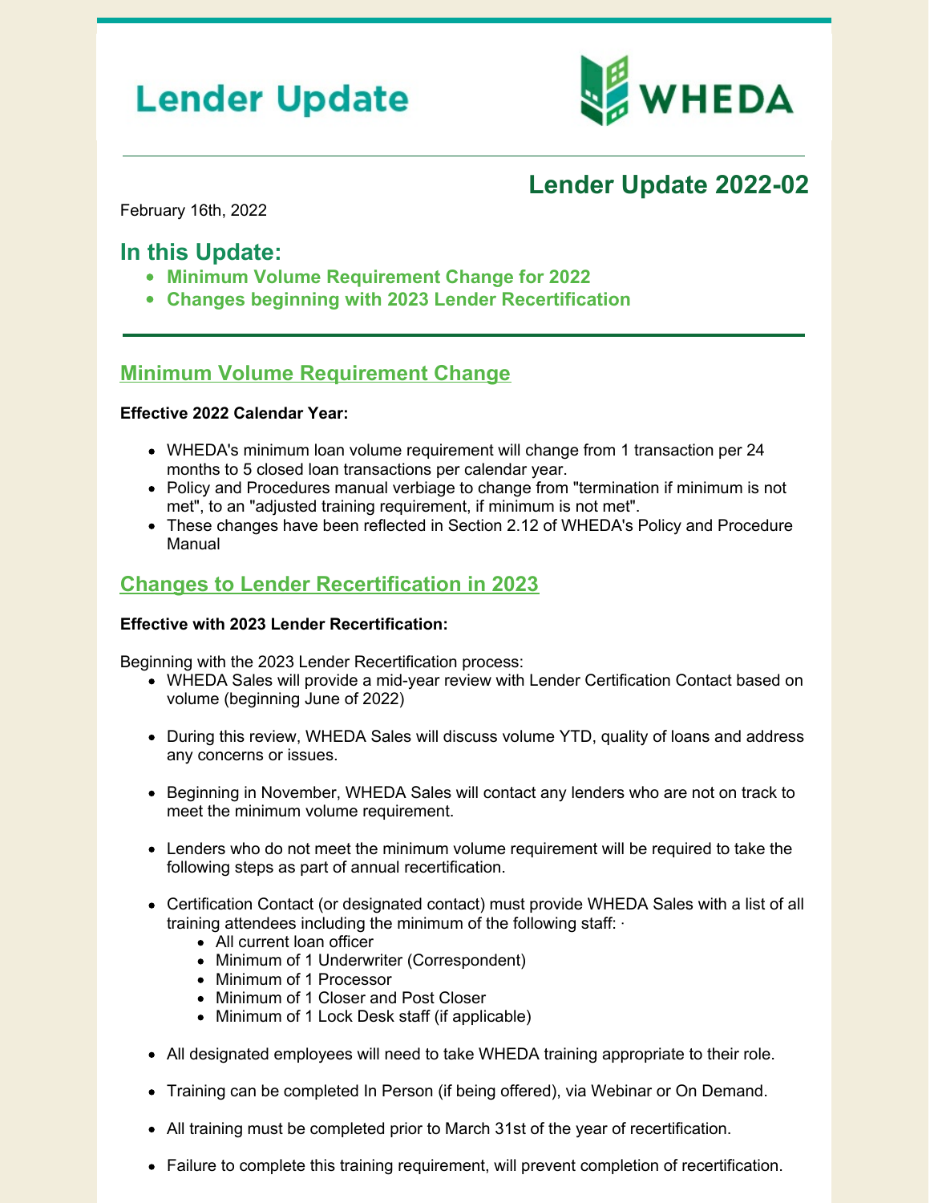# Lender Update

WHEDA

## Lender Update 2022-02

February 16th, 2022

## In this Update:

- **Minimum Volume Requirement Change for 2022**
- **Changes beginning with 2023 Lender Recertification**

## Minimum Volume Requirement Change

**Effective 2022 Calendar Year:**

- WHEDA's minimum loan volume requirement will change from 1 transaction per 24 months to 5 closed loan transactions per calendar year.
- Policy and Procedures manual verbiage to change from "termination if minimum is not met", to an "adjusted training requirement, if minimum is not met".
- These changes have been reflected in Section 2.12 of WHEDA's Policy and Procedure Manual

## Changes to Lender Recertification in 2023

**Effective with 2023 Lender Recertification:**

Beginning with the 2023 Lender Recertification process:

- WHEDA Sales will provide a mid-year review with Lender Certification Contact based on volume (beginning June of 2022)
- During this review, WHEDA Sales will discuss volume YTD, quality of loans and address any concerns or issues.
- Beginning in November, WHEDA Sales will contact any lenders who are not on track to meet the minimum volume requirement.
- Lenders who do not meet the minimum volume requirement will be required to take the following steps as part of annual recertification.
- Certification Contact (or designated contact) must provide WHEDA Sales with a list of all training attendees including the minimum of the following staff: ·
  - All current loan officer
  - Minimum of 1 Underwriter (Correspondent)
  - Minimum of 1 Processor
  - Minimum of 1 Closer and Post Closer
  - Minimum of 1 Lock Desk staff (if applicable)
- All designated employees will need to take WHEDA training appropriate to their role.
- Training can be completed In Person (if being offered), via Webinar or On Demand.
- All training must be completed prior to March 31st of the year of recertification.
- Failure to complete this training requirement, will prevent completion of recertification.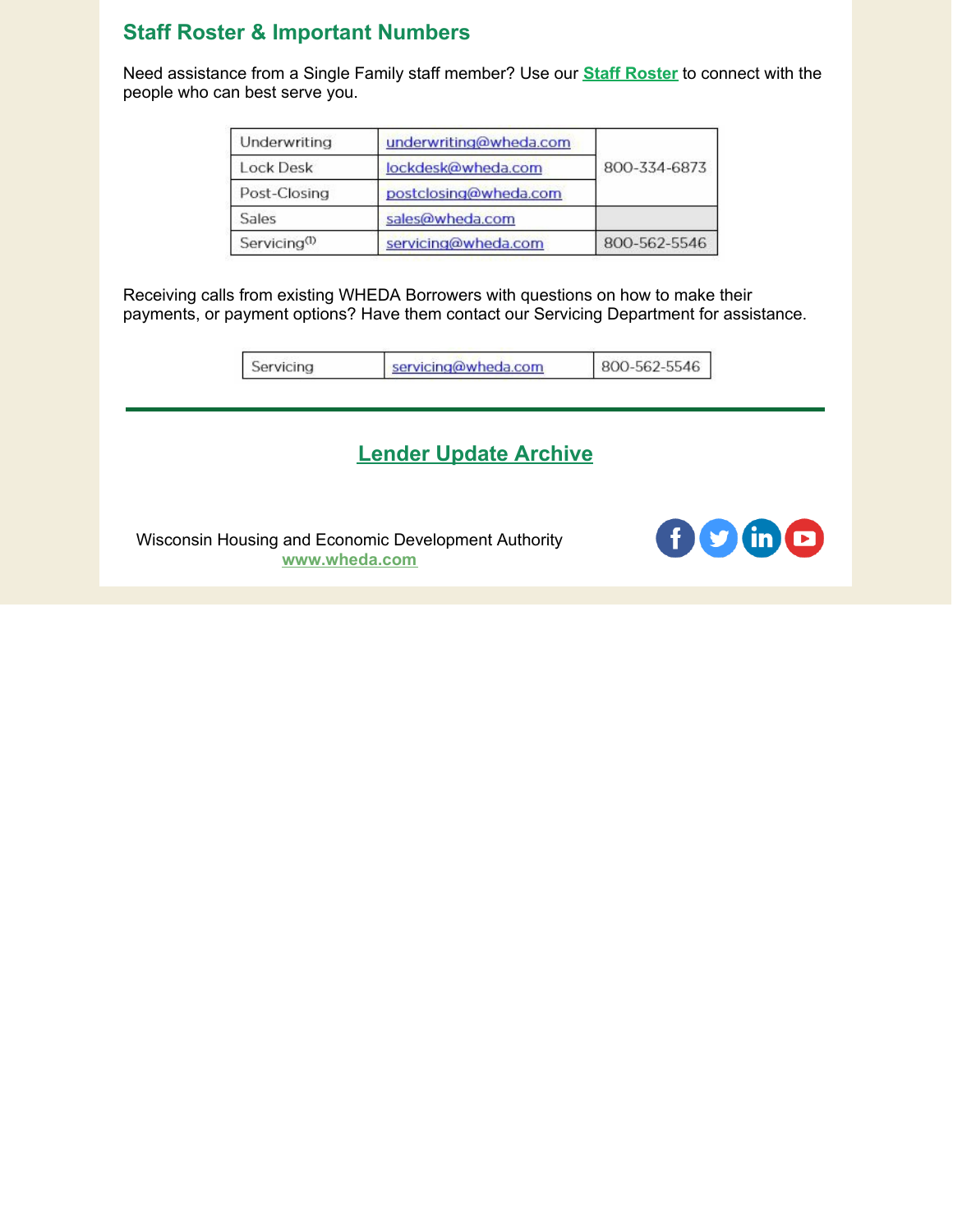## Staff Roster & Important Numbers

Need assistance from a Single Family staff member? Use our **Staff Roster** to connect with the people who can best serve you.

| | | |
|---|---|---|
| Underwriting | underwriting@wheda.com | 800-334-6873 |
| Lock Desk | lockdesk@wheda.com | |
| Post-Closing | postclosing@wheda.com | |
| Sales | sales@wheda.com | |
| Servicing[1] | servicing@wheda.com | 800-562-5546 |

Receiving calls from existing WHEDA Borrowers with questions on how to make their payments, or payment options? Have them contact our Servicing Department for assistance.

| | | |
|---|---|---|
| Servicing | servicing@wheda.com | 800-562-5546 |

---

**Lender Update Archive**

Wisconsin Housing and Economic Development Authority
**www.wheda.com**